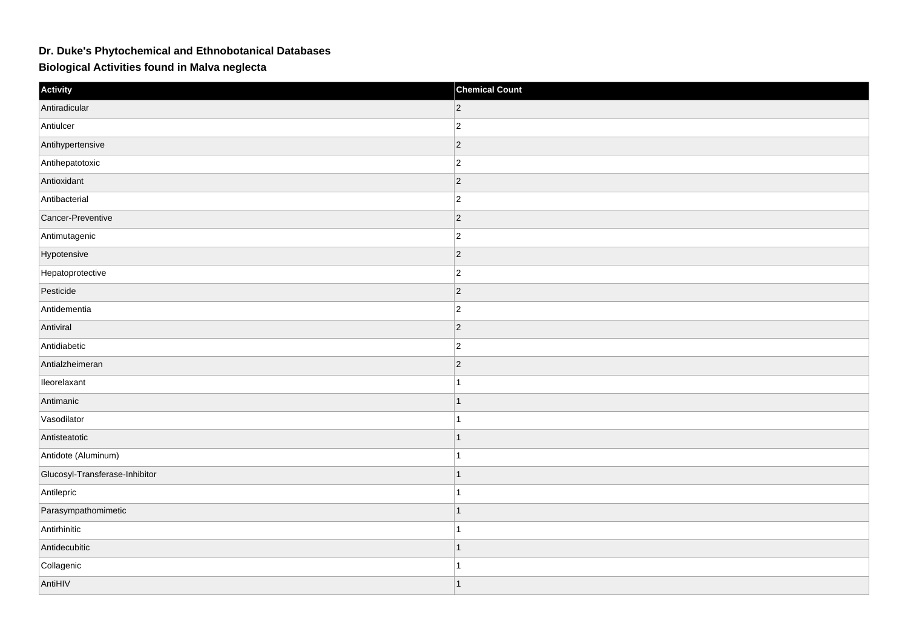## Dr. Duke's Phytochemical and Ethnobotanical Databases

### Biological Activities found in Malva neglecta

| Activity | Chemical Count |
| --- | --- |
| Antiradicular | 2 |
| Antiulcer | 2 |
| Antihypertensive | 2 |
| Antihepatotoxic | 2 |
| Antioxidant | 2 |
| Antibacterial | 2 |
| Cancer-Preventive | 2 |
| Antimutagenic | 2 |
| Hypotensive | 2 |
| Hepatoprotective | 2 |
| Pesticide | 2 |
| Antidementia | 2 |
| Antiviral | 2 |
| Antidiabetic | 2 |
| Antialzheimeran | 2 |
| Ileorelaxant | 1 |
| Antimanic | 1 |
| Vasodilator | 1 |
| Antisteatotic | 1 |
| Antidote (Aluminum) | 1 |
| Glucosyl-Transferase-Inhibitor | 1 |
| Antilepric | 1 |
| Parasympathomimetic | 1 |
| Antirhinitic | 1 |
| Antidecubitic | 1 |
| Collagenic | 1 |
| AntiHIV | 1 |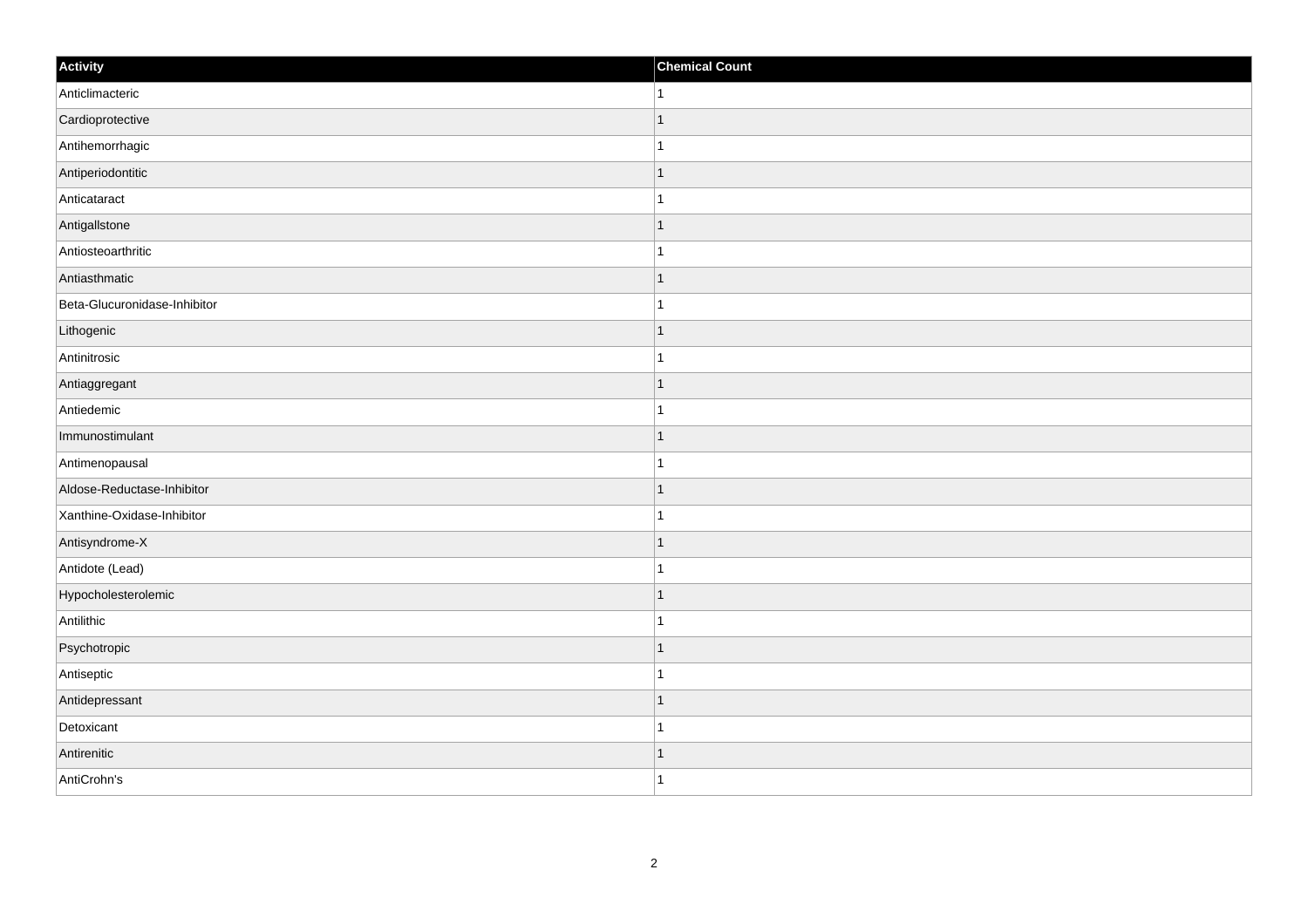| Activity | Chemical Count |
| --- | --- |
| Anticlimacteric | 1 |
| Cardioprotective | 1 |
| Antihemorrhagic | 1 |
| Antiperiodontitic | 1 |
| Anticataract | 1 |
| Antigallstone | 1 |
| Antiosteoarthritic | 1 |
| Antiasthmatic | 1 |
| Beta-Glucuronidase-Inhibitor | 1 |
| Lithogenic | 1 |
| Antinitrosic | 1 |
| Antiaggregant | 1 |
| Antiedemic | 1 |
| Immunostimulant | 1 |
| Antimenopausal | 1 |
| Aldose-Reductase-Inhibitor | 1 |
| Xanthine-Oxidase-Inhibitor | 1 |
| Antisyndrome-X | 1 |
| Antidote (Lead) | 1 |
| Hypocholesterolemic | 1 |
| Antilithic | 1 |
| Psychotropic | 1 |
| Antiseptic | 1 |
| Antidepressant | 1 |
| Detoxicant | 1 |
| Antirenitic | 1 |
| AntiCrohn's | 1 |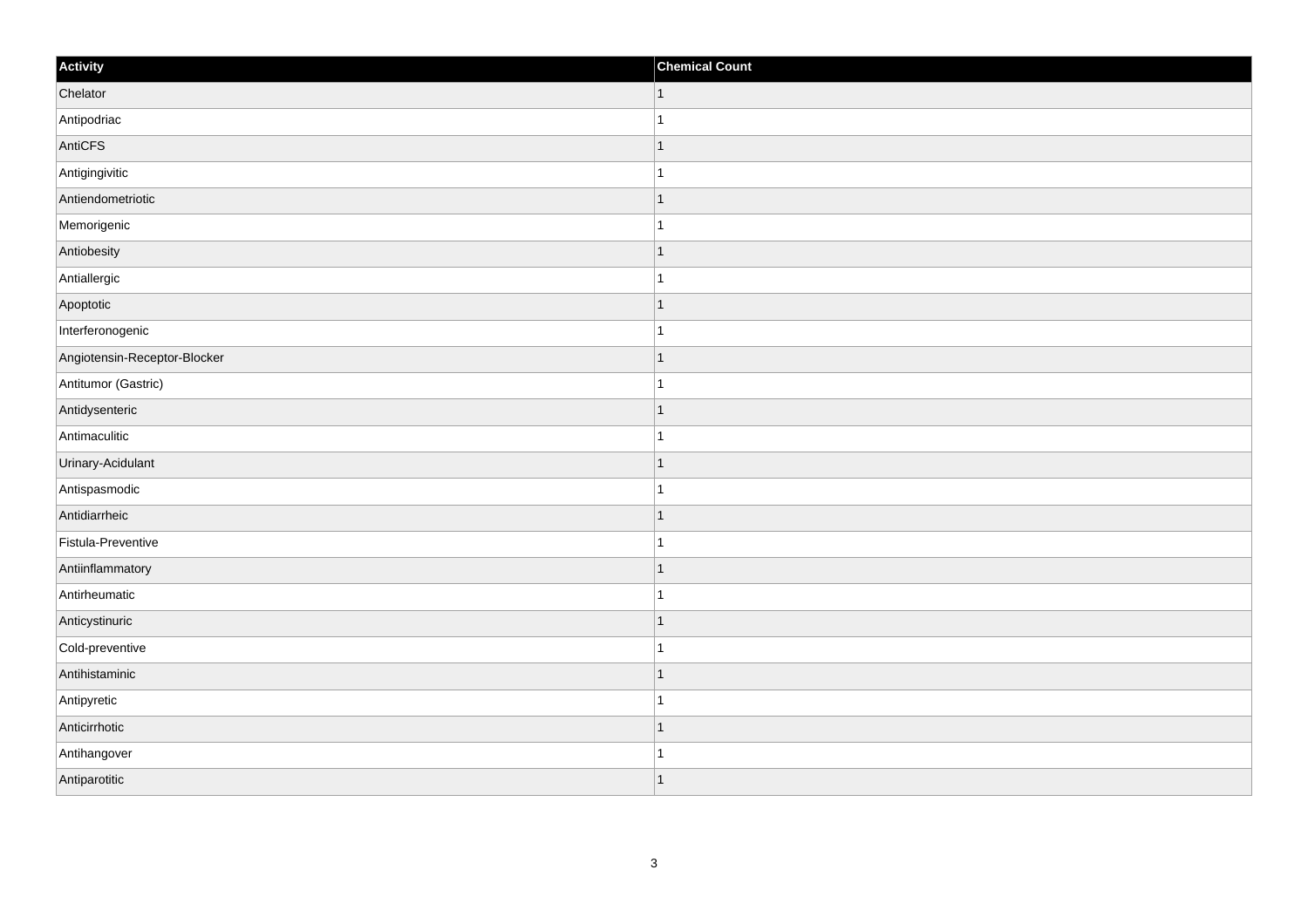| Activity | Chemical Count |
|---|---|
| Chelator | 1 |
| Antipodriac | 1 |
| AntiCFS | 1 |
| Antigingivitic | 1 |
| Antiendometriotic | 1 |
| Memorigenic | 1 |
| Antiobesity | 1 |
| Antiallergic | 1 |
| Apoptotic | 1 |
| Interferonogenic | 1 |
| Angiotensin-Receptor-Blocker | 1 |
| Antitumor (Gastric) | 1 |
| Antidysenteric | 1 |
| Antimaculitic | 1 |
| Urinary-Acidulant | 1 |
| Antispasmodic | 1 |
| Antidiarrheic | 1 |
| Fistula-Preventive | 1 |
| Antiinflammatory | 1 |
| Antirheumatic | 1 |
| Anticystinuric | 1 |
| Cold-preventive | 1 |
| Antihistaminic | 1 |
| Antipyretic | 1 |
| Anticirrhotic | 1 |
| Antihangover | 1 |
| Antiparotitic | 1 |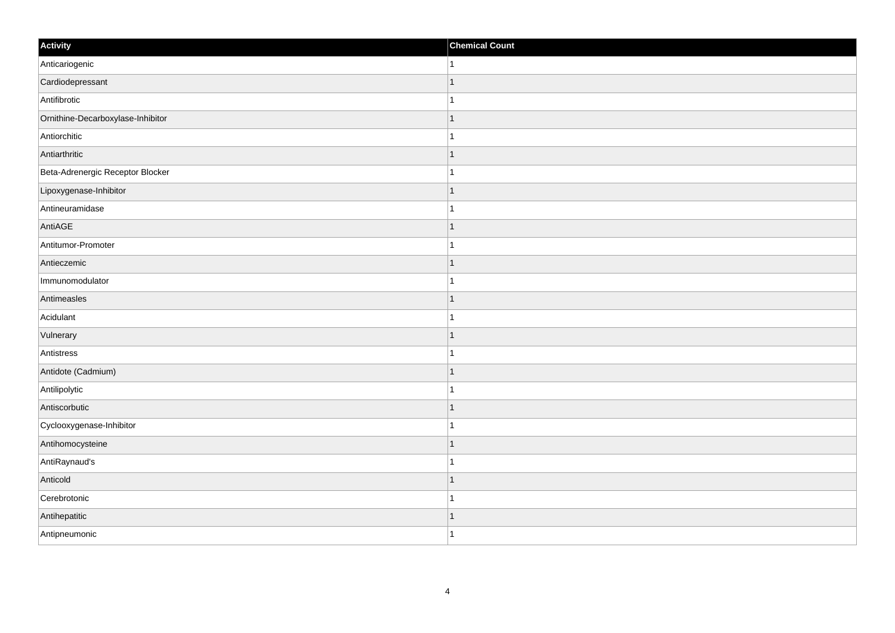| Activity | Chemical Count |
| --- | --- |
| Anticariogenic | 1 |
| Cardiodepressant | 1 |
| Antifibrotic | 1 |
| Ornithine-Decarboxylase-Inhibitor | 1 |
| Antiorchitic | 1 |
| Antiarthritic | 1 |
| Beta-Adrenergic Receptor Blocker | 1 |
| Lipoxygenase-Inhibitor | 1 |
| Antineuramidase | 1 |
| AntiAGE | 1 |
| Antitumor-Promoter | 1 |
| Antieczemic | 1 |
| Immunomodulator | 1 |
| Antimeasles | 1 |
| Acidulant | 1 |
| Vulnerary | 1 |
| Antistress | 1 |
| Antidote (Cadmium) | 1 |
| Antilipolytic | 1 |
| Antiscorbutic | 1 |
| Cyclooxygenase-Inhibitor | 1 |
| Antihomocysteine | 1 |
| AntiRaynaud's | 1 |
| Anticold | 1 |
| Cerebrotonic | 1 |
| Antihepatitic | 1 |
| Antipneumonic | 1 |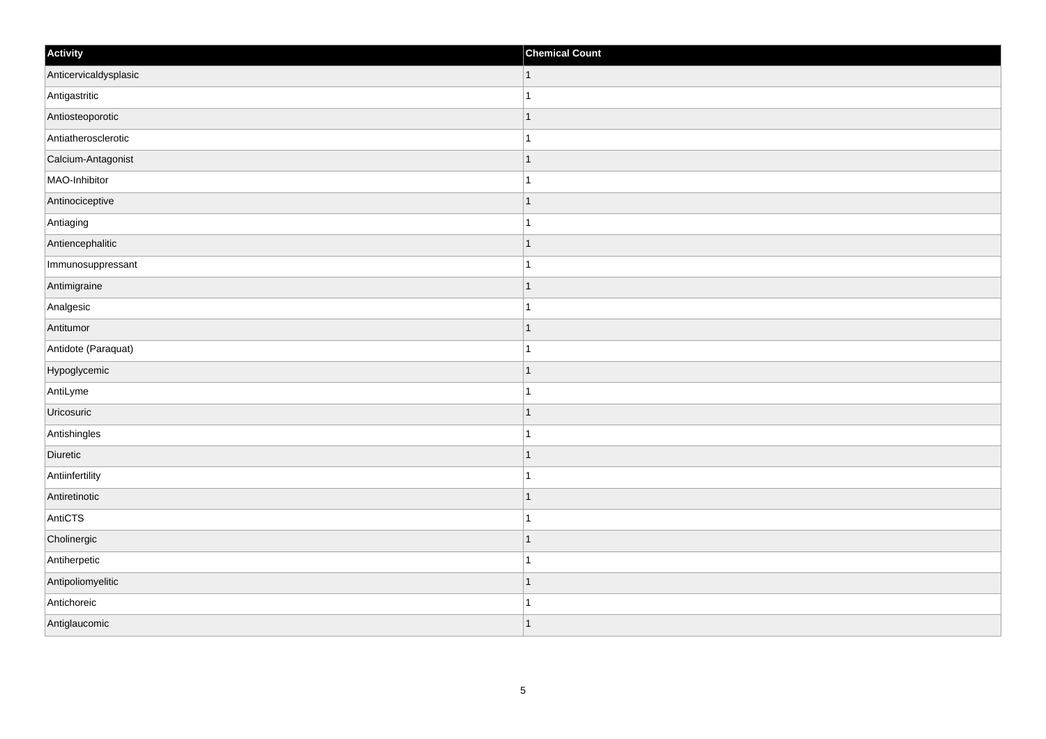| Activity | Chemical Count |
| --- | --- |
| Anticervicaldysplasic | 1 |
| Antigastritic | 1 |
| Antiosteoporotic | 1 |
| Antiatherosclerotic | 1 |
| Calcium-Antagonist | 1 |
| MAO-Inhibitor | 1 |
| Antinociceptive | 1 |
| Antiaging | 1 |
| Antiencephalitic | 1 |
| Immunosuppressant | 1 |
| Antimigraine | 1 |
| Analgesic | 1 |
| Antitumor | 1 |
| Antidote (Paraquat) | 1 |
| Hypoglycemic | 1 |
| AntiLyme | 1 |
| Uricosuric | 1 |
| Antishingles | 1 |
| Diuretic | 1 |
| Antiinfertility | 1 |
| Antiretinotic | 1 |
| AntiCTS | 1 |
| Cholinergic | 1 |
| Antiherpetic | 1 |
| Antipoliomyelitic | 1 |
| Antichoreic | 1 |
| Antiglaucomic | 1 |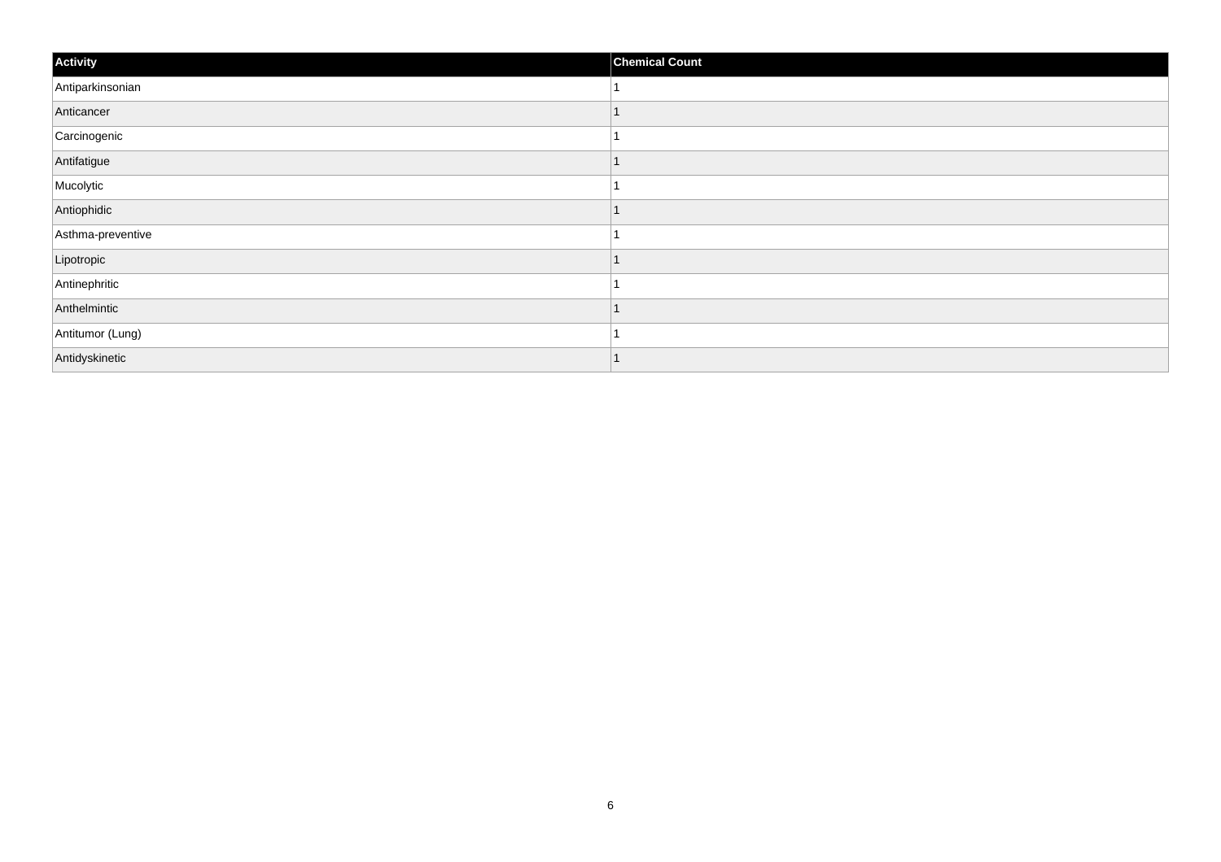| Activity | Chemical Count |
| --- | --- |
| Antiparkinsonian | 1 |
| Anticancer | 1 |
| Carcinogenic | 1 |
| Antifatigue | 1 |
| Mucolytic | 1 |
| Antiophidic | 1 |
| Asthma-preventive | 1 |
| Lipotropic | 1 |
| Antinephritic | 1 |
| Anthelmintic | 1 |
| Antitumor (Lung) | 1 |
| Antidyskinetic | 1 |